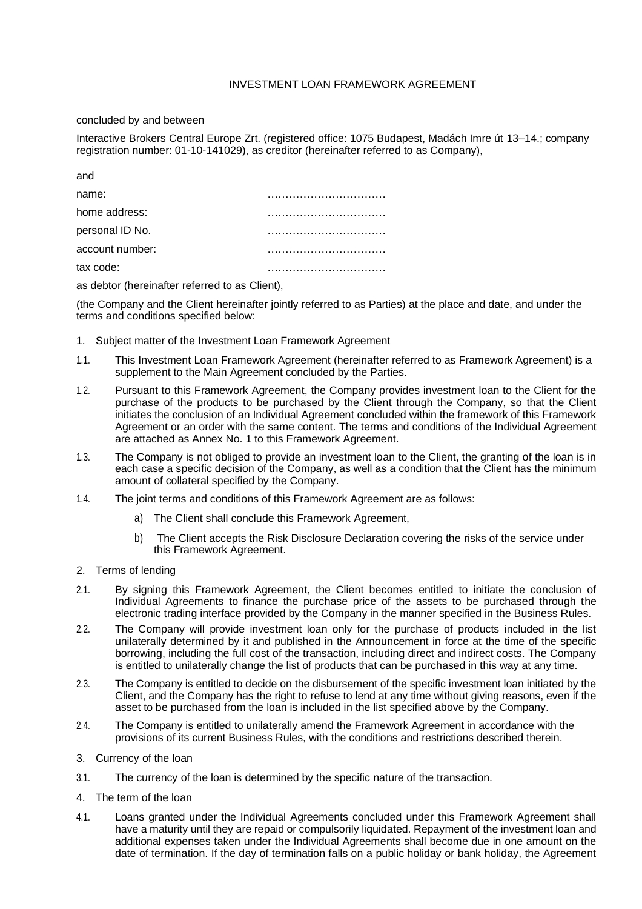# INVESTMENT LOAN FRAMEWORK AGREEMENT

concluded by and between

Interactive Brokers Central Europe Zrt. (registered office: 1075 Budapest, Madách Imre út 13–14.; company registration number: 01-10-141029), as creditor (hereinafter referred to as Company),

and

| | |
|---|---|
| name: | …………………………… |
| home address: | …………………………… |
| personal ID No. | …………………………… |
| account number: | …………………………… |
| tax code: | …………………………… |

as debtor (hereinafter referred to as Client),

(the Company and the Client hereinafter jointly referred to as Parties) at the place and date, and under the terms and conditions specified below:

1. Subject matter of the Investment Loan Framework Agreement

1.1. This Investment Loan Framework Agreement (hereinafter referred to as Framework Agreement) is a supplement to the Main Agreement concluded by the Parties.

1.2. Pursuant to this Framework Agreement, the Company provides investment loan to the Client for the purchase of the products to be purchased by the Client through the Company, so that the Client initiates the conclusion of an Individual Agreement concluded within the framework of this Framework Agreement or an order with the same content. The terms and conditions of the Individual Agreement are attached as Annex No. 1 to this Framework Agreement.

1.3. The Company is not obliged to provide an investment loan to the Client, the granting of the loan is in each case a specific decision of the Company, as well as a condition that the Client has the minimum amount of collateral specified by the Company.

1.4. The joint terms and conditions of this Framework Agreement are as follows:

   a) The Client shall conclude this Framework Agreement,

   b) The Client accepts the Risk Disclosure Declaration covering the risks of the service under this Framework Agreement.

2. Terms of lending

2.1. By signing this Framework Agreement, the Client becomes entitled to initiate the conclusion of Individual Agreements to finance the purchase price of the assets to be purchased through the electronic trading interface provided by the Company in the manner specified in the Business Rules.

2.2. The Company will provide investment loan only for the purchase of products included in the list unilaterally determined by it and published in the Announcement in force at the time of the specific borrowing, including the full cost of the transaction, including direct and indirect costs. The Company is entitled to unilaterally change the list of products that can be purchased in this way at any time.

2.3. The Company is entitled to decide on the disbursement of the specific investment loan initiated by the Client, and the Company has the right to refuse to lend at any time without giving reasons, even if the asset to be purchased from the loan is included in the list specified above by the Company.

2.4. The Company is entitled to unilaterally amend the Framework Agreement in accordance with the provisions of its current Business Rules, with the conditions and restrictions described therein.

3. Currency of the loan

3.1. The currency of the loan is determined by the specific nature of the transaction.

4. The term of the loan

4.1. Loans granted under the Individual Agreements concluded under this Framework Agreement shall have a maturity until they are repaid or compulsorily liquidated. Repayment of the investment loan and additional expenses taken under the Individual Agreements shall become due in one amount on the date of termination. If the day of termination falls on a public holiday or bank holiday, the Agreement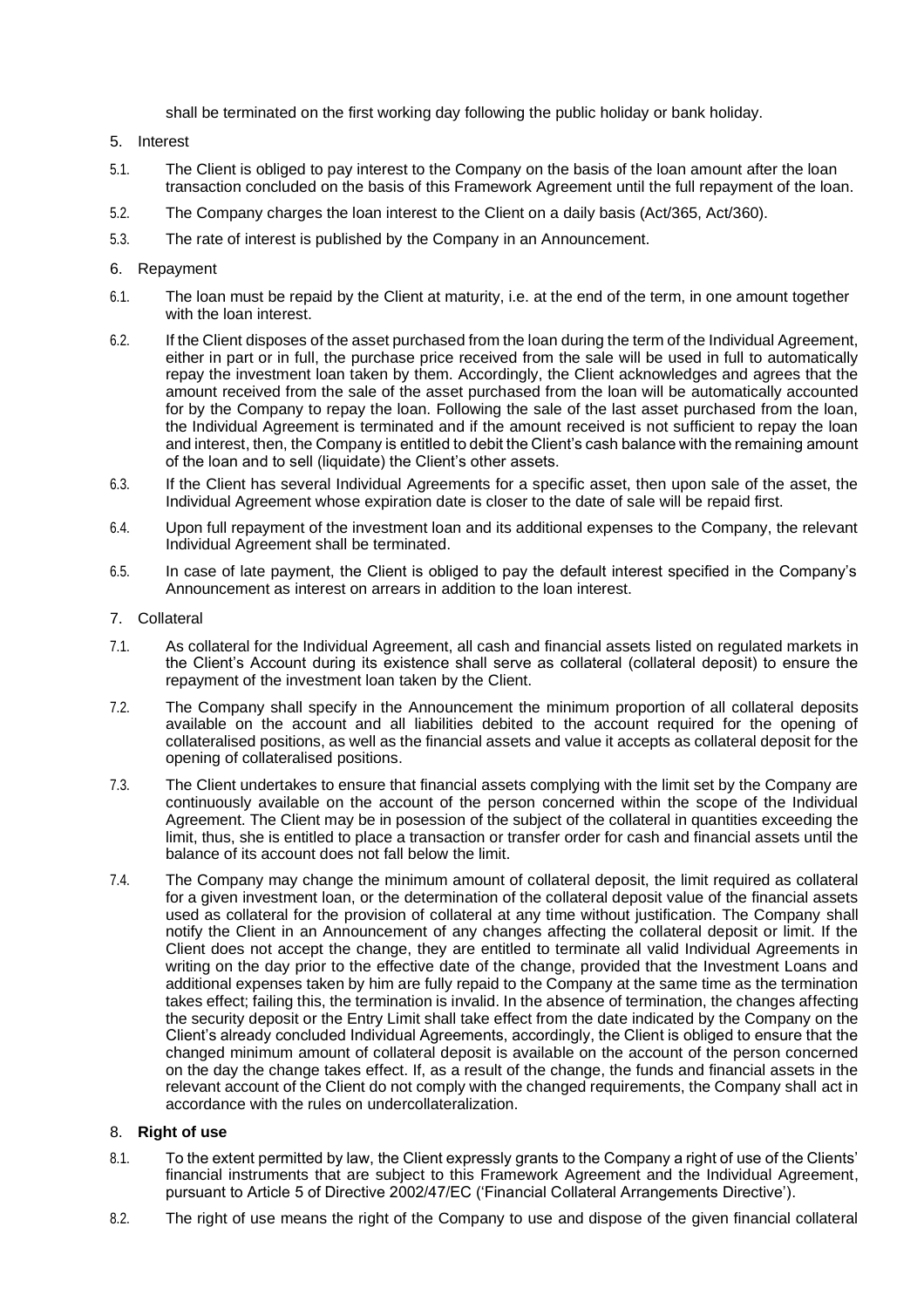shall be terminated on the first working day following the public holiday or bank holiday.

5. Interest

5.1. The Client is obliged to pay interest to the Company on the basis of the loan amount after the loan transaction concluded on the basis of this Framework Agreement until the full repayment of the loan.

5.2. The Company charges the loan interest to the Client on a daily basis (Act/365, Act/360).

5.3. The rate of interest is published by the Company in an Announcement.

6. Repayment

6.1. The loan must be repaid by the Client at maturity, i.e. at the end of the term, in one amount together with the loan interest.

6.2. If the Client disposes of the asset purchased from the loan during the term of the Individual Agreement, either in part or in full, the purchase price received from the sale will be used in full to automatically repay the investment loan taken by them. Accordingly, the Client acknowledges and agrees that the amount received from the sale of the asset purchased from the loan will be automatically accounted for by the Company to repay the loan. Following the sale of the last asset purchased from the loan, the Individual Agreement is terminated and if the amount received is not sufficient to repay the loan and interest, then, the Company is entitled to debit the Client's cash balance with the remaining amount of the loan and to sell (liquidate) the Client's other assets.

6.3. If the Client has several Individual Agreements for a specific asset, then upon sale of the asset, the Individual Agreement whose expiration date is closer to the date of sale will be repaid first.

6.4. Upon full repayment of the investment loan and its additional expenses to the Company, the relevant Individual Agreement shall be terminated.

6.5. In case of late payment, the Client is obliged to pay the default interest specified in the Company's Announcement as interest on arrears in addition to the loan interest.

7. Collateral

7.1. As collateral for the Individual Agreement, all cash and financial assets listed on regulated markets in the Client's Account during its existence shall serve as collateral (collateral deposit) to ensure the repayment of the investment loan taken by the Client.

7.2. The Company shall specify in the Announcement the minimum proportion of all collateral deposits available on the account and all liabilities debited to the account required for the opening of collateralised positions, as well as the financial assets and value it accepts as collateral deposit for the opening of collateralised positions.

7.3. The Client undertakes to ensure that financial assets complying with the limit set by the Company are continuously available on the account of the person concerned within the scope of the Individual Agreement. The Client may be in posession of the subject of the collateral in quantities exceeding the limit, thus, she is entitled to place a transaction or transfer order for cash and financial assets until the balance of its account does not fall below the limit.

7.4. The Company may change the minimum amount of collateral deposit, the limit required as collateral for a given investment loan, or the determination of the collateral deposit value of the financial assets used as collateral for the provision of collateral at any time without justification. The Company shall notify the Client in an Announcement of any changes affecting the collateral deposit or limit. If the Client does not accept the change, they are entitled to terminate all valid Individual Agreements in writing on the day prior to the effective date of the change, provided that the Investment Loans and additional expenses taken by him are fully repaid to the Company at the same time as the termination takes effect; failing this, the termination is invalid. In the absence of termination, the changes affecting the security deposit or the Entry Limit shall take effect from the date indicated by the Company on the Client's already concluded Individual Agreements, accordingly, the Client is obliged to ensure that the changed minimum amount of collateral deposit is available on the account of the person concerned on the day the change takes effect. If, as a result of the change, the funds and financial assets in the relevant account of the Client do not comply with the changed requirements, the Company shall act in accordance with the rules on undercollateralization.

8. **Right of use**

8.1. To the extent permitted by law, the Client expressly grants to the Company a right of use of the Clients' financial instruments that are subject to this Framework Agreement and the Individual Agreement, pursuant to Article 5 of Directive 2002/47/EC ('Financial Collateral Arrangements Directive').

8.2. The right of use means the right of the Company to use and dispose of the given financial collateral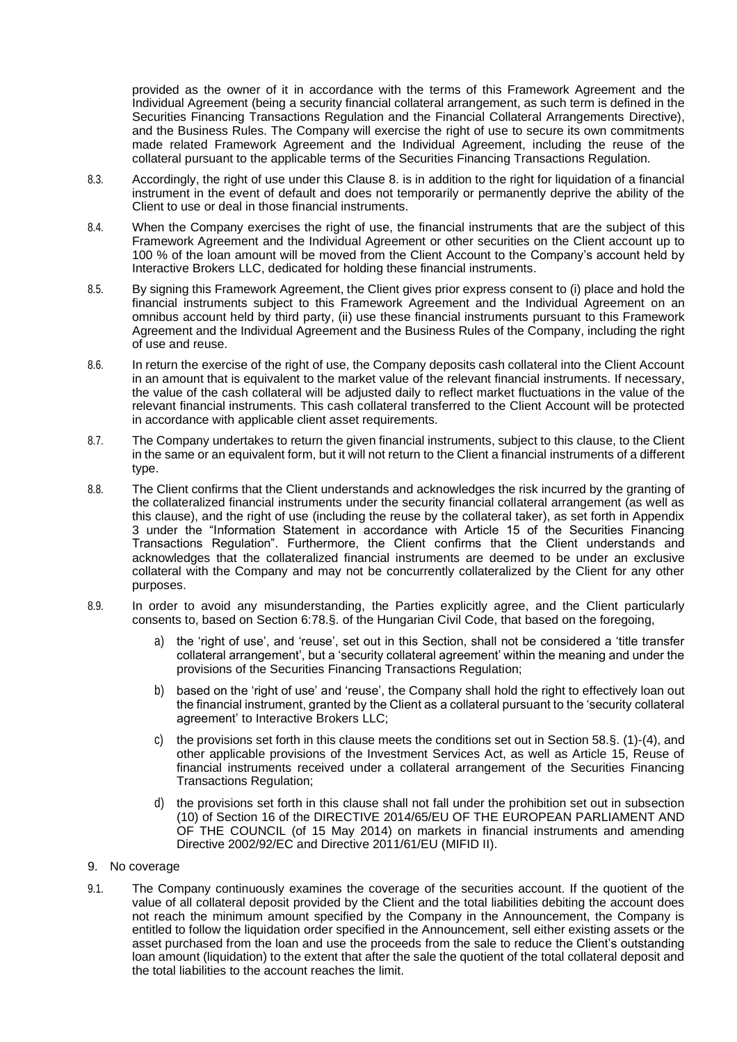provided as the owner of it in accordance with the terms of this Framework Agreement and the Individual Agreement (being a security financial collateral arrangement, as such term is defined in the Securities Financing Transactions Regulation and the Financial Collateral Arrangements Directive), and the Business Rules. The Company will exercise the right of use to secure its own commitments made related Framework Agreement and the Individual Agreement, including the reuse of the collateral pursuant to the applicable terms of the Securities Financing Transactions Regulation.

8.3. Accordingly, the right of use under this Clause 8. is in addition to the right for liquidation of a financial instrument in the event of default and does not temporarily or permanently deprive the ability of the Client to use or deal in those financial instruments.

8.4. When the Company exercises the right of use, the financial instruments that are the subject of this Framework Agreement and the Individual Agreement or other securities on the Client account up to 100 % of the loan amount will be moved from the Client Account to the Company's account held by Interactive Brokers LLC, dedicated for holding these financial instruments.

8.5. By signing this Framework Agreement, the Client gives prior express consent to (i) place and hold the financial instruments subject to this Framework Agreement and the Individual Agreement on an omnibus account held by third party, (ii) use these financial instruments pursuant to this Framework Agreement and the Individual Agreement and the Business Rules of the Company, including the right of use and reuse.

8.6. In return the exercise of the right of use, the Company deposits cash collateral into the Client Account in an amount that is equivalent to the market value of the relevant financial instruments. If necessary, the value of the cash collateral will be adjusted daily to reflect market fluctuations in the value of the relevant financial instruments. This cash collateral transferred to the Client Account will be protected in accordance with applicable client asset requirements.

8.7. The Company undertakes to return the given financial instruments, subject to this clause, to the Client in the same or an equivalent form, but it will not return to the Client a financial instruments of a different type.

8.8. The Client confirms that the Client understands and acknowledges the risk incurred by the granting of the collateralized financial instruments under the security financial collateral arrangement (as well as this clause), and the right of use (including the reuse by the collateral taker), as set forth in Appendix 3 under the "Information Statement in accordance with Article 15 of the Securities Financing Transactions Regulation". Furthermore, the Client confirms that the Client understands and acknowledges that the collateralized financial instruments are deemed to be under an exclusive collateral with the Company and may not be concurrently collateralized by the Client for any other purposes.

8.9. In order to avoid any misunderstanding, the Parties explicitly agree, and the Client particularly consents to, based on Section 6:78.§. of the Hungarian Civil Code, that based on the foregoing,

a) the 'right of use', and 'reuse', set out in this Section, shall not be considered a 'title transfer collateral arrangement', but a 'security collateral agreement' within the meaning and under the provisions of the Securities Financing Transactions Regulation;

b) based on the 'right of use' and 'reuse', the Company shall hold the right to effectively loan out the financial instrument, granted by the Client as a collateral pursuant to the 'security collateral agreement' to Interactive Brokers LLC;

c) the provisions set forth in this clause meets the conditions set out in Section 58.§. (1)-(4), and other applicable provisions of the Investment Services Act, as well as Article 15, Reuse of financial instruments received under a collateral arrangement of the Securities Financing Transactions Regulation;

d) the provisions set forth in this clause shall not fall under the prohibition set out in subsection (10) of Section 16 of the DIRECTIVE 2014/65/EU OF THE EUROPEAN PARLIAMENT AND OF THE COUNCIL (of 15 May 2014) on markets in financial instruments and amending Directive 2002/92/EC and Directive 2011/61/EU (MIFID II).

9. No coverage

9.1. The Company continuously examines the coverage of the securities account. If the quotient of the value of all collateral deposit provided by the Client and the total liabilities debiting the account does not reach the minimum amount specified by the Company in the Announcement, the Company is entitled to follow the liquidation order specified in the Announcement, sell either existing assets or the asset purchased from the loan and use the proceeds from the sale to reduce the Client's outstanding loan amount (liquidation) to the extent that after the sale the quotient of the total collateral deposit and the total liabilities to the account reaches the limit.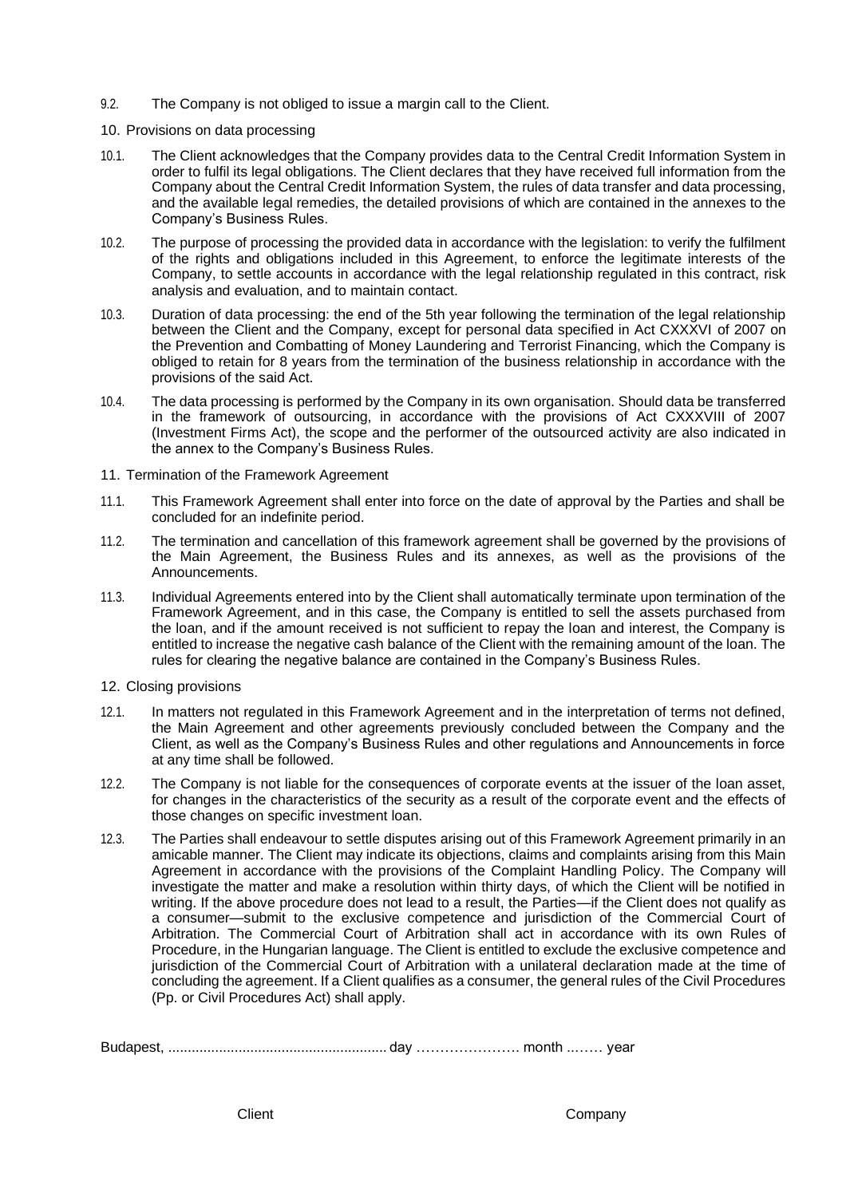9.2. The Company is not obliged to issue a margin call to the Client.

## 10. Provisions on data processing

10.1. The Client acknowledges that the Company provides data to the Central Credit Information System in order to fulfil its legal obligations. The Client declares that they have received full information from the Company about the Central Credit Information System, the rules of data transfer and data processing, and the available legal remedies, the detailed provisions of which are contained in the annexes to the Company's Business Rules.

10.2. The purpose of processing the provided data in accordance with the legislation: to verify the fulfilment of the rights and obligations included in this Agreement, to enforce the legitimate interests of the Company, to settle accounts in accordance with the legal relationship regulated in this contract, risk analysis and evaluation, and to maintain contact.

10.3. Duration of data processing: the end of the 5th year following the termination of the legal relationship between the Client and the Company, except for personal data specified in Act CXXXVI of 2007 on the Prevention and Combatting of Money Laundering and Terrorist Financing, which the Company is obliged to retain for 8 years from the termination of the business relationship in accordance with the provisions of the said Act.

10.4. The data processing is performed by the Company in its own organisation. Should data be transferred in the framework of outsourcing, in accordance with the provisions of Act CXXXVIII of 2007 (Investment Firms Act), the scope and the performer of the outsourced activity are also indicated in the annex to the Company's Business Rules.

## 11. Termination of the Framework Agreement

11.1. This Framework Agreement shall enter into force on the date of approval by the Parties and shall be concluded for an indefinite period.

11.2. The termination and cancellation of this framework agreement shall be governed by the provisions of the Main Agreement, the Business Rules and its annexes, as well as the provisions of the Announcements.

11.3. Individual Agreements entered into by the Client shall automatically terminate upon termination of the Framework Agreement, and in this case, the Company is entitled to sell the assets purchased from the loan, and if the amount received is not sufficient to repay the loan and interest, the Company is entitled to increase the negative cash balance of the Client with the remaining amount of the loan. The rules for clearing the negative balance are contained in the Company's Business Rules.

## 12. Closing provisions

12.1. In matters not regulated in this Framework Agreement and in the interpretation of terms not defined, the Main Agreement and other agreements previously concluded between the Company and the Client, as well as the Company's Business Rules and other regulations and Announcements in force at any time shall be followed.

12.2. The Company is not liable for the consequences of corporate events at the issuer of the loan asset, for changes in the characteristics of the security as a result of the corporate event and the effects of those changes on specific investment loan.

12.3. The Parties shall endeavour to settle disputes arising out of this Framework Agreement primarily in an amicable manner. The Client may indicate its objections, claims and complaints arising from this Main Agreement in accordance with the provisions of the Complaint Handling Policy. The Company will investigate the matter and make a resolution within thirty days, of which the Client will be notified in writing. If the above procedure does not lead to a result, the Parties—if the Client does not qualify as a consumer—submit to the exclusive competence and jurisdiction of the Commercial Court of Arbitration. The Commercial Court of Arbitration shall act in accordance with its own Rules of Procedure, in the Hungarian language. The Client is entitled to exclude the exclusive competence and jurisdiction of the Commercial Court of Arbitration with a unilateral declaration made at the time of concluding the agreement. If a Client qualifies as a consumer, the general rules of the Civil Procedures (Pp. or Civil Procedures Act) shall apply.

Budapest, ........................................................ day …………………. month ..…… year

Client                                                                                    Company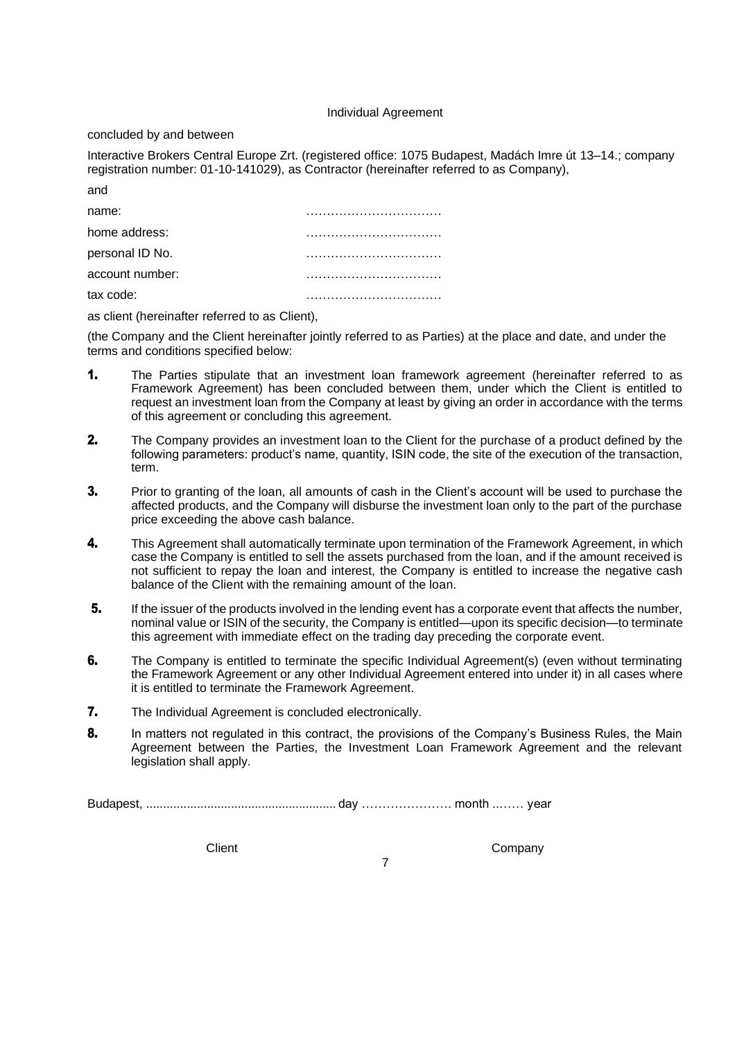Individual Agreement

concluded by and between

Interactive Brokers Central Europe Zrt. (registered office: 1075 Budapest, Madách Imre út 13–14.; company registration number: 01-10-141029), as Contractor (hereinafter referred to as Company),

and

name: ……………………………

home address: ……………………………

personal ID No. ……………………………

account number: ……………………………

tax code: ……………………………

as client (hereinafter referred to as Client),

(the Company and the Client hereinafter jointly referred to as Parties) at the place and date, and under the terms and conditions specified below:

1. The Parties stipulate that an investment loan framework agreement (hereinafter referred to as Framework Agreement) has been concluded between them, under which the Client is entitled to request an investment loan from the Company at least by giving an order in accordance with the terms of this agreement or concluding this agreement.
2. The Company provides an investment loan to the Client for the purchase of a product defined by the following parameters: product's name, quantity, ISIN code, the site of the execution of the transaction, term.
3. Prior to granting of the loan, all amounts of cash in the Client's account will be used to purchase the affected products, and the Company will disburse the investment loan only to the part of the purchase price exceeding the above cash balance.
4. This Agreement shall automatically terminate upon termination of the Framework Agreement, in which case the Company is entitled to sell the assets purchased from the loan, and if the amount received is not sufficient to repay the loan and interest, the Company is entitled to increase the negative cash balance of the Client with the remaining amount of the loan.
5. If the issuer of the products involved in the lending event has a corporate event that affects the number, nominal value or ISIN of the security, the Company is entitled—upon its specific decision—to terminate this agreement with immediate effect on the trading day preceding the corporate event.
6. The Company is entitled to terminate the specific Individual Agreement(s) (even without terminating the Framework Agreement or any other Individual Agreement entered into under it) in all cases where it is entitled to terminate the Framework Agreement.
7. The Individual Agreement is concluded electronically.
8. In matters not regulated in this contract, the provisions of the Company's Business Rules, the Main Agreement between the Parties, the Investment Loan Framework Agreement and the relevant legislation shall apply.

Budapest, ........................................................ day …………………. month ..…… year

Client Company